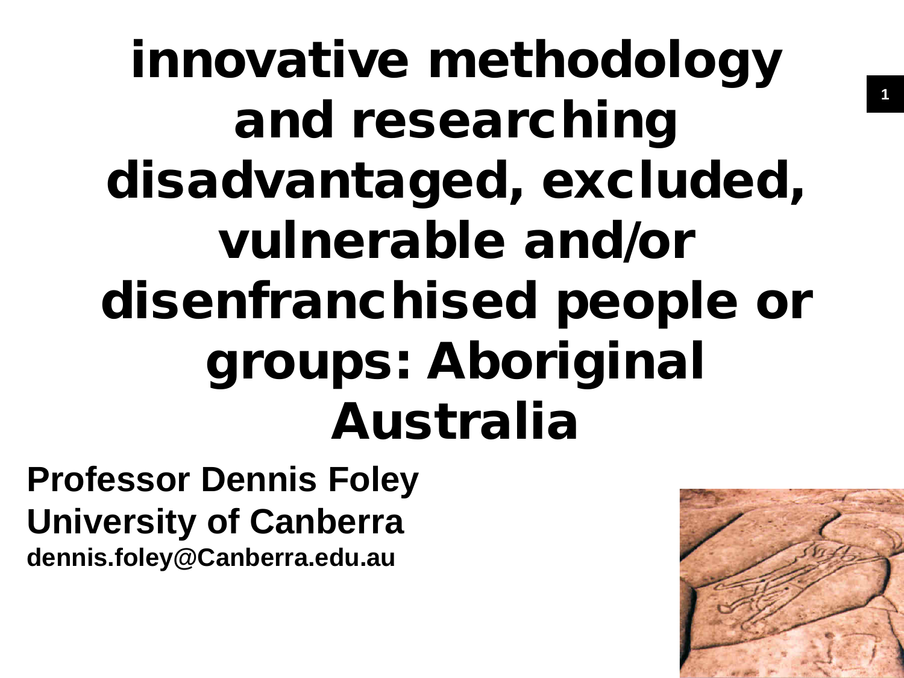# innovative methodology and researching disadvantaged, excluded, vulnerable and/or disenfranchised people or groups: Aboriginal Australia

**Professor Dennis Foley**
**University of Canberra**
**dennis.foley@Canberra.edu.au**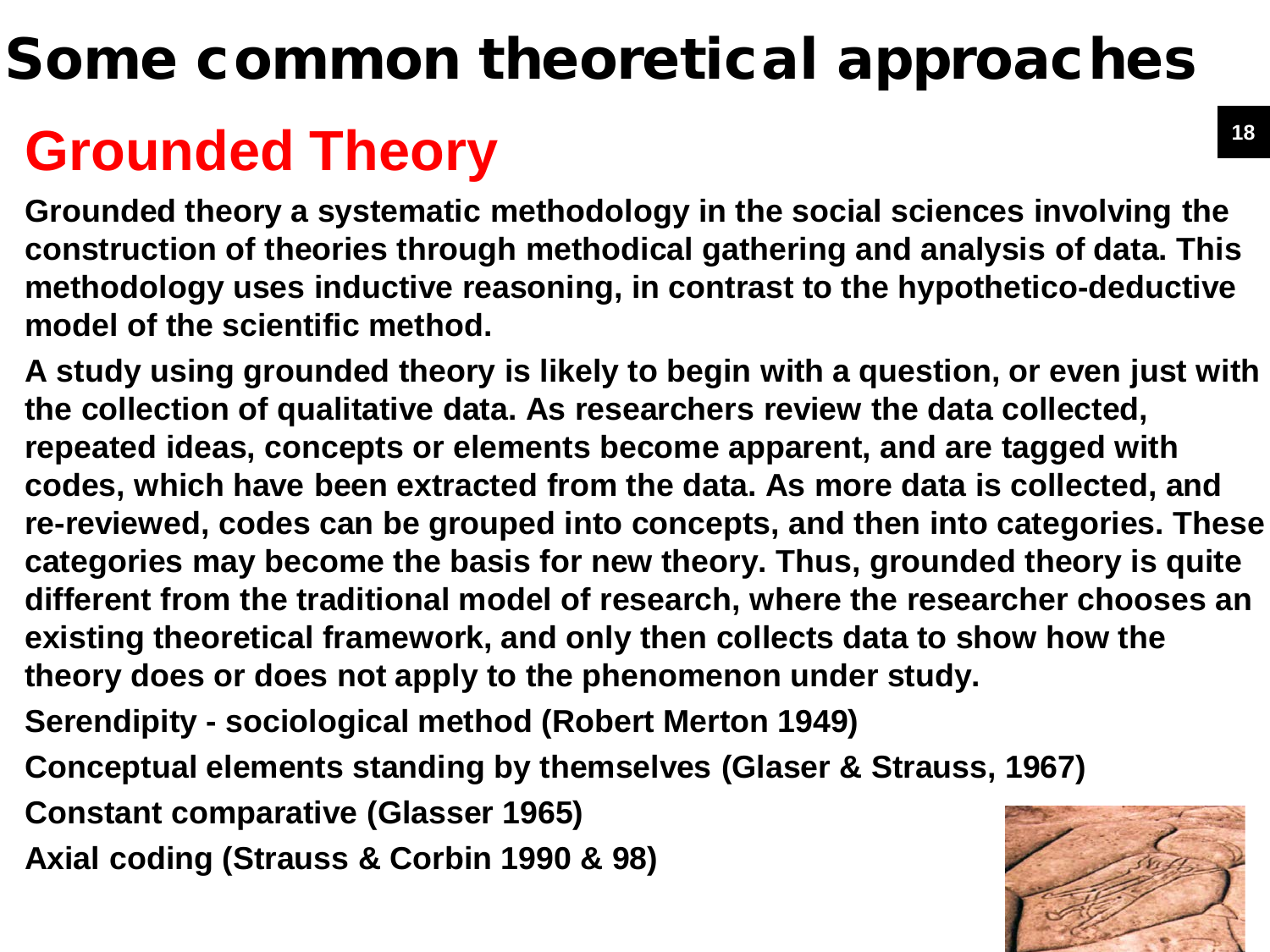# Some common theoretical approaches

## Grounded Theory

**Grounded theory a systematic methodology in the social sciences involving the construction of theories through methodical gathering and analysis of data. This methodology uses inductive reasoning, in contrast to the hypothetico-deductive model of the scientific method.**

**A study using grounded theory is likely to begin with a question, or even just with the collection of qualitative data. As researchers review the data collected, repeated ideas, concepts or elements become apparent, and are tagged with codes, which have been extracted from the data. As more data is collected, and re-reviewed, codes can be grouped into concepts, and then into categories. These categories may become the basis for new theory. Thus, grounded theory is quite different from the traditional model of research, where the researcher chooses an existing theoretical framework, and only then collects data to show how the theory does or does not apply to the phenomenon under study.**

**Serendipity - sociological method (Robert Merton 1949)**

**Conceptual elements standing by themselves (Glaser & Strauss, 1967)**

**Constant comparative (Glasser 1965)**

**Axial coding (Strauss & Corbin 1990 & 98)**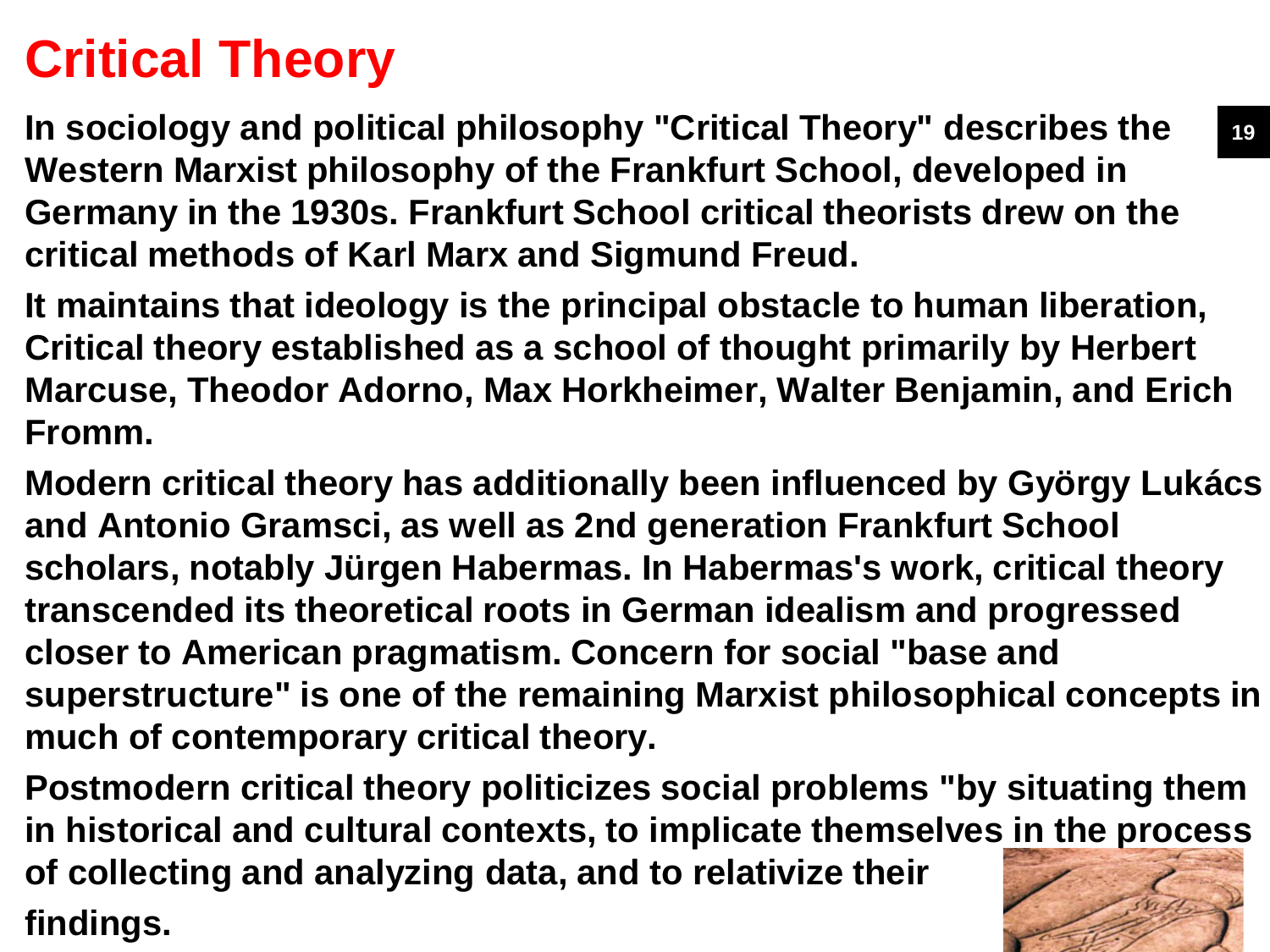# Critical Theory

In sociology and political philosophy "Critical Theory" describes the Western Marxist philosophy of the Frankfurt School, developed in Germany in the 1930s. Frankfurt School critical theorists drew on the critical methods of Karl Marx and Sigmund Freud.

It maintains that ideology is the principal obstacle to human liberation, Critical theory established as a school of thought primarily by Herbert Marcuse, Theodor Adorno, Max Horkheimer, Walter Benjamin, and Erich Fromm.

Modern critical theory has additionally been influenced by György Lukács and Antonio Gramsci, as well as 2nd generation Frankfurt School scholars, notably Jürgen Habermas. In Habermas's work, critical theory transcended its theoretical roots in German idealism and progressed closer to American pragmatism. Concern for social "base and superstructure" is one of the remaining Marxist philosophical concepts in much of contemporary critical theory.

Postmodern critical theory politicizes social problems "by situating them in historical and cultural contexts, to implicate themselves in the process of collecting and analyzing data, and to relativize their findings.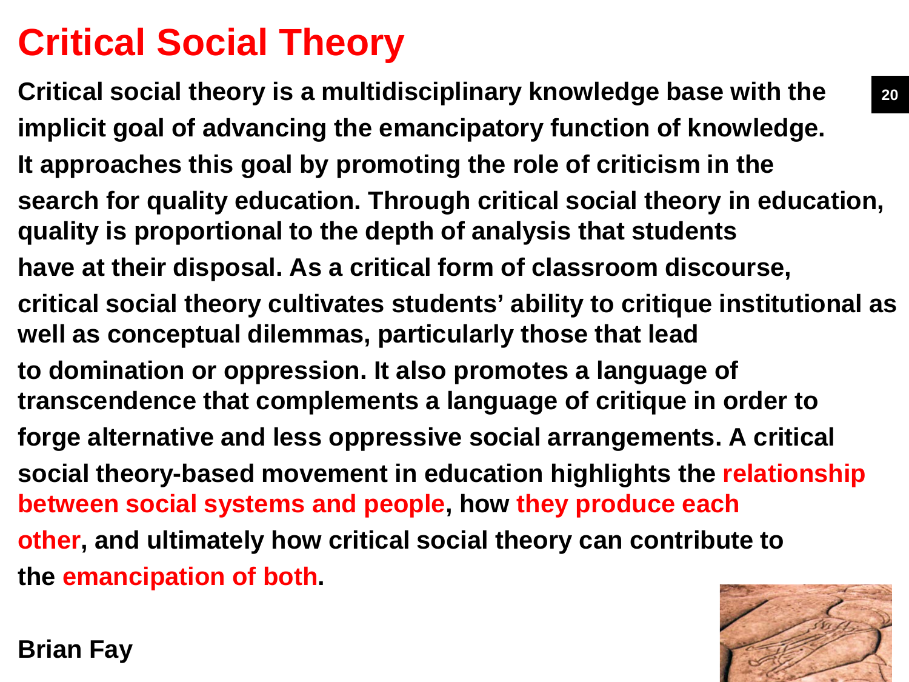# Critical Social Theory

**Critical social theory is a multidisciplinary knowledge base with the implicit goal of advancing the emancipatory function of knowledge. It approaches this goal by promoting the role of criticism in the search for quality education. Through critical social theory in education, quality is proportional to the depth of analysis that students have at their disposal. As a critical form of classroom discourse, critical social theory cultivates students' ability to critique institutional as well as conceptual dilemmas, particularly those that lead to domination or oppression. It also promotes a language of transcendence that complements a language of critique in order to forge alternative and less oppressive social arrangements. A critical social theory-based movement in education highlights the relationship between social systems and people, how they produce each other, and ultimately how critical social theory can contribute to the emancipation of both.**

**Brian Fay**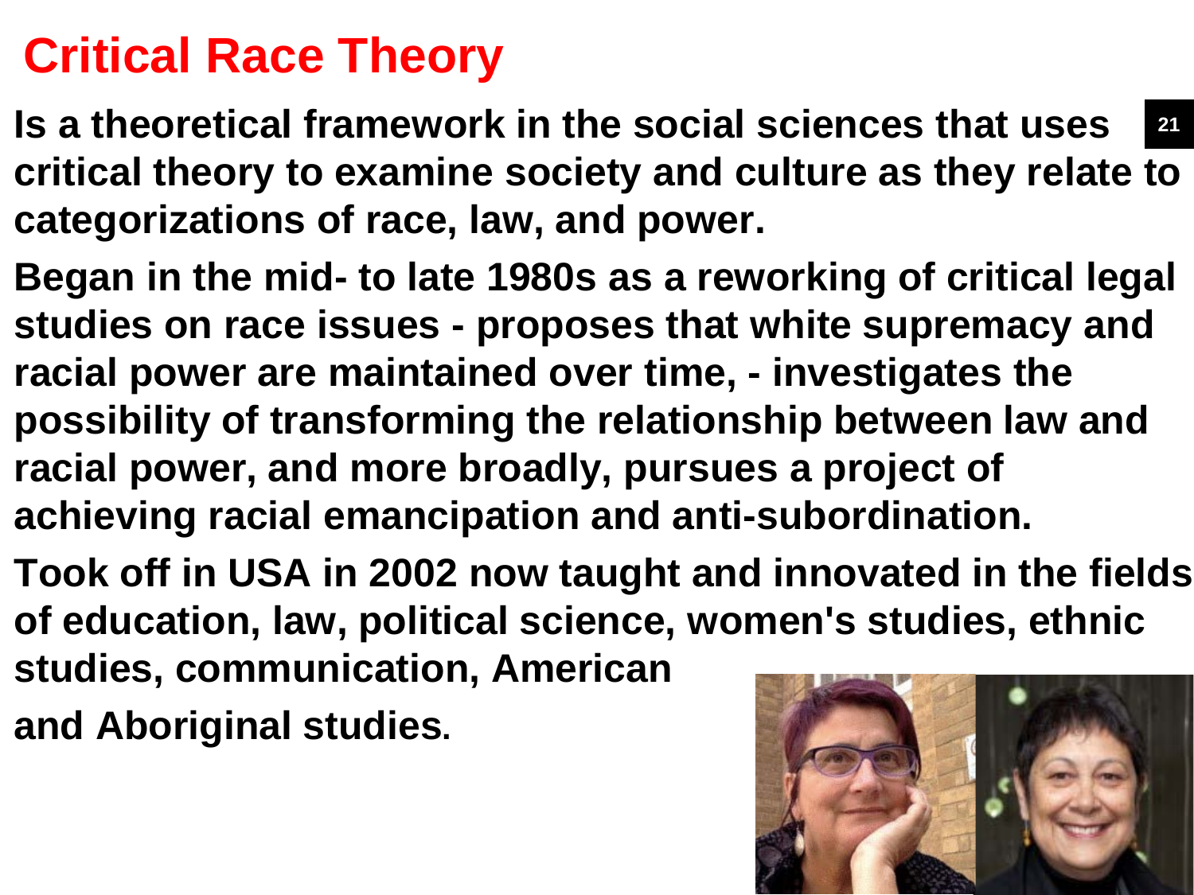# Critical Race Theory

Is a theoretical framework in the social sciences that uses critical theory to examine society and culture as they relate to categorizations of race, law, and power.

Began in the mid- to late 1980s as a reworking of critical legal studies on race issues - proposes that white supremacy and racial power are maintained over time, - investigates the possibility of transforming the relationship between law and racial power, and more broadly, pursues a project of achieving racial emancipation and anti-subordination.

Took off in USA in 2002 now taught and innovated in the fields of education, law, political science, women's studies, ethnic studies, communication, American and Aboriginal studies.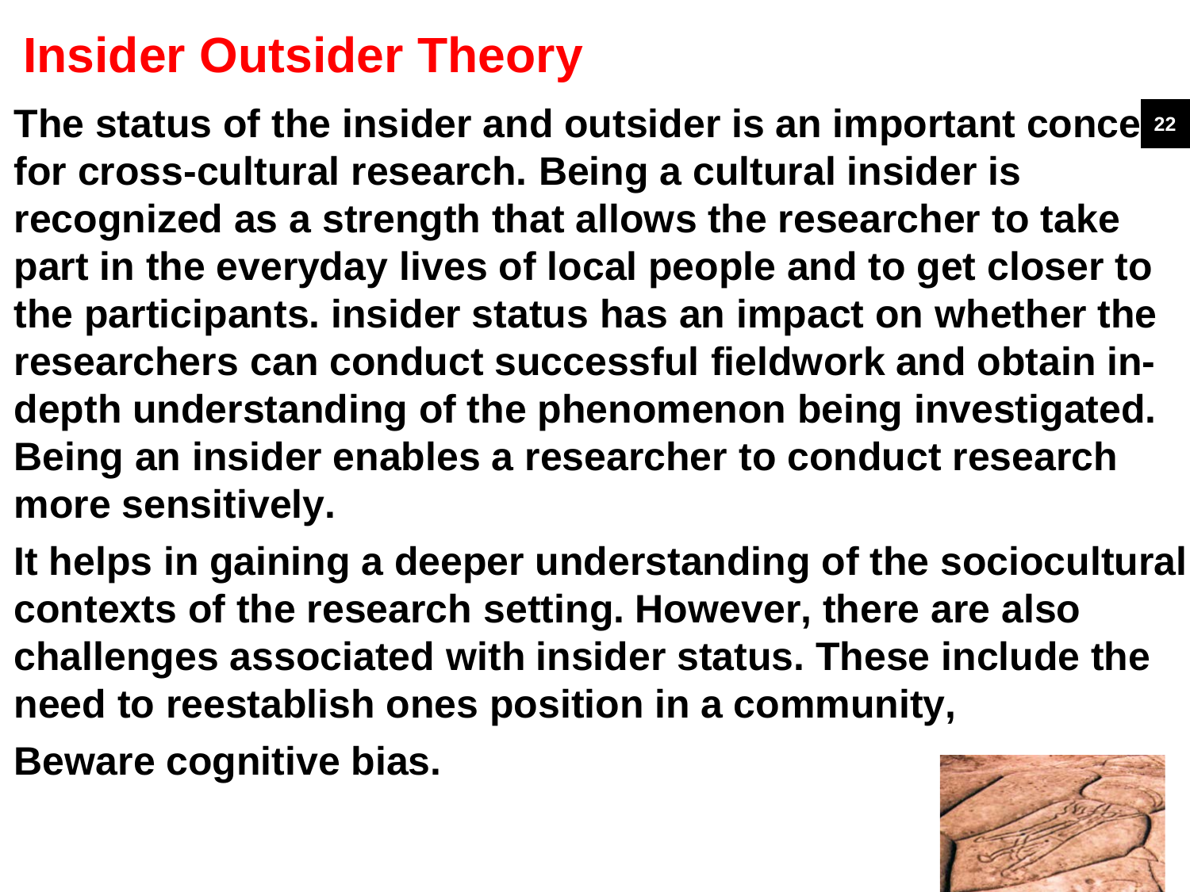# Insider Outsider Theory

**The status of the insider and outsider is an important conce for cross-cultural research. Being a cultural insider is recognized as a strength that allows the researcher to take part in the everyday lives of local people and to get closer to the participants. insider status has an impact on whether the researchers can conduct successful fieldwork and obtain in-depth understanding of the phenomenon being investigated. Being an insider enables a researcher to conduct research more sensitively.**

**It helps in gaining a deeper understanding of the sociocultural contexts of the research setting. However, there are also challenges associated with insider status. These include the need to reestablish ones position in a community,**

**Beware cognitive bias.**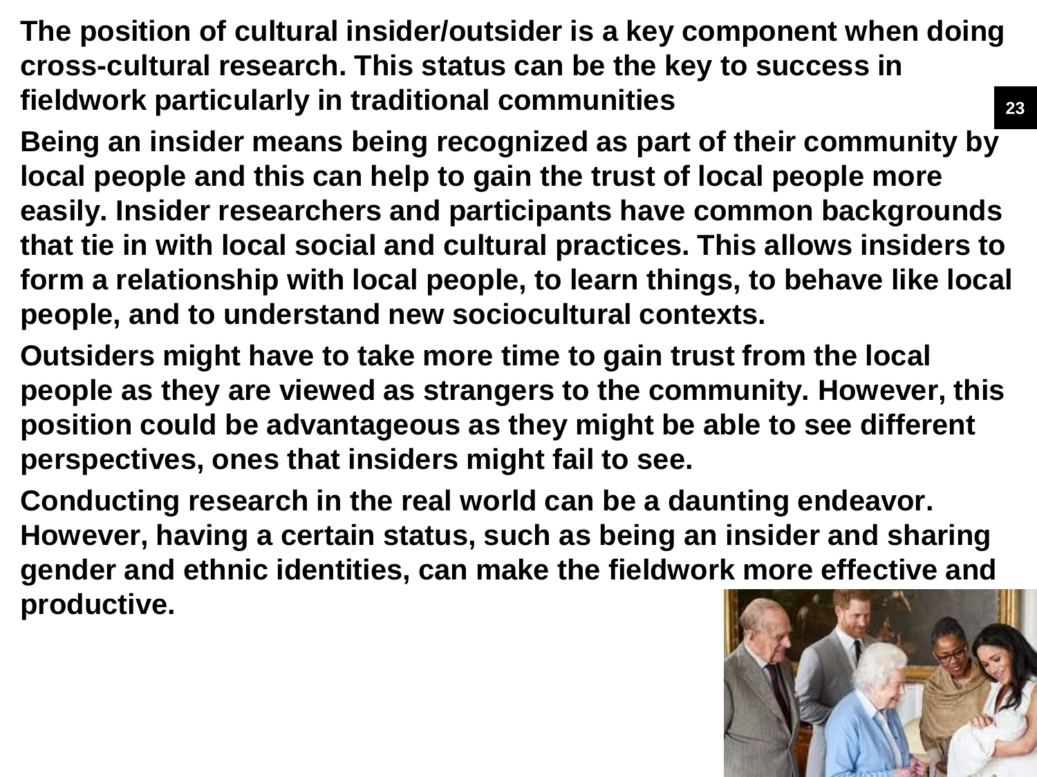**The position of cultural insider/outsider is a key component when doing cross-cultural research. This status can be the key to success in fieldwork particularly in traditional communities**

**Being an insider means being recognized as part of their community by local people and this can help to gain the trust of local people more easily. Insider researchers and participants have common backgrounds that tie in with local social and cultural practices. This allows insiders to form a relationship with local people, to learn things, to behave like local people, and to understand new sociocultural contexts.**

**Outsiders might have to take more time to gain trust from the local people as they are viewed as strangers to the community. However, this position could be advantageous as they might be able to see different perspectives, ones that insiders might fail to see.**

**Conducting research in the real world can be a daunting endeavor. However, having a certain status, such as being an insider and sharing gender and ethnic identities, can make the fieldwork more effective and productive.**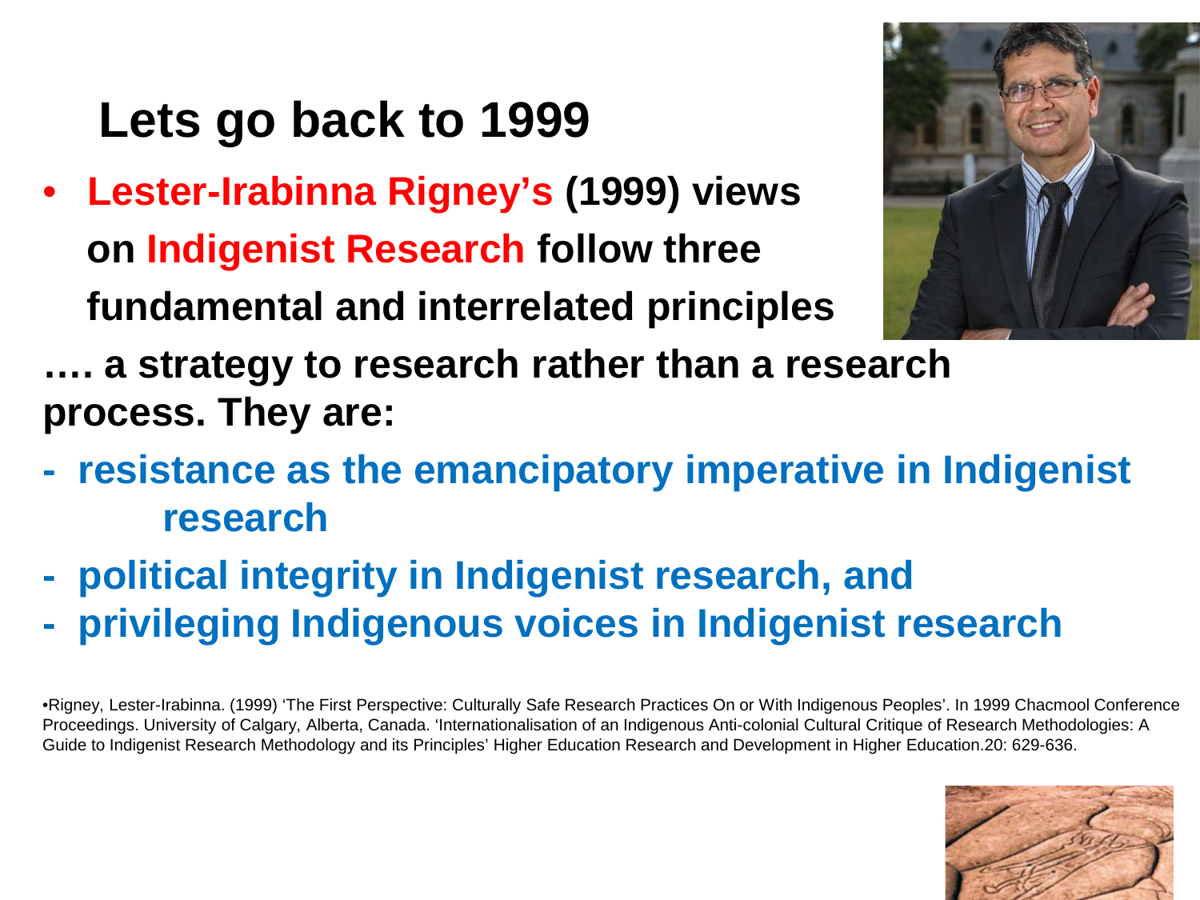# Lets go back to 1999

- **Lester-Irabinna Rigney's (1999) views on Indigenist Research follow three fundamental and interrelated principles**

**…. a strategy to research rather than a research process. They are:**

- **resistance as the emancipatory imperative in Indigenist research**
- **political integrity in Indigenist research, and**
- **privileging Indigenous voices in Indigenist research**

•Rigney, Lester-Irabinna. (1999) 'The First Perspective: Culturally Safe Research Practices On or With Indigenous Peoples'. In 1999 Chacmool Conference Proceedings. University of Calgary, Alberta, Canada. 'Internationalisation of an Indigenous Anti-colonial Cultural Critique of Research Methodologies: A Guide to Indigenist Research Methodology and its Principles' Higher Education Research and Development in Higher Education.20: 629-636.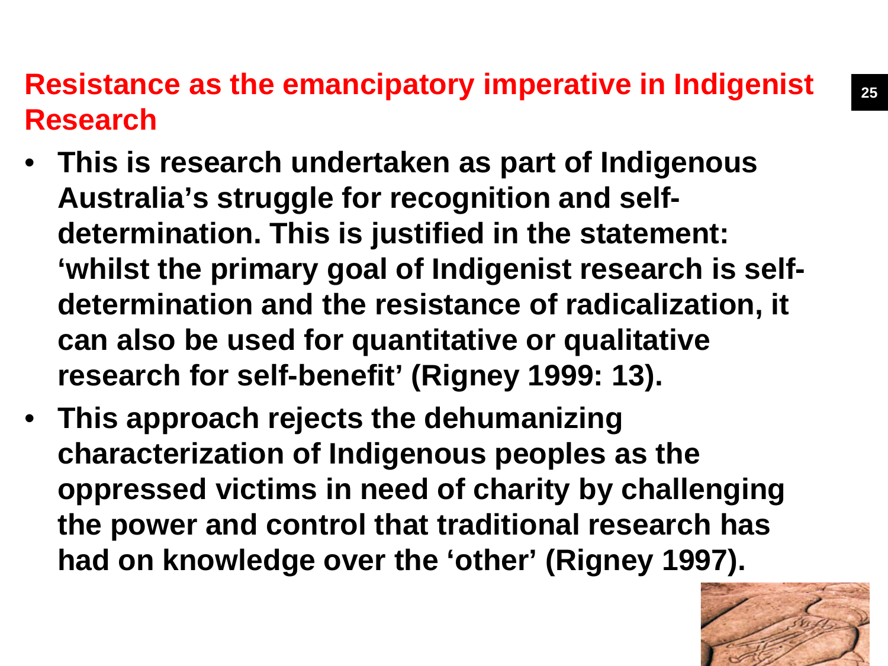## Resistance as the emancipatory imperative in Indigenist Research

- **This is research undertaken as part of Indigenous Australia's struggle for recognition and self-determination. This is justified in the statement: 'whilst the primary goal of Indigenist research is self-determination and the resistance of radicalization, it can also be used for quantitative or qualitative research for self-benefit' (Rigney 1999: 13).**
- **This approach rejects the dehumanizing characterization of Indigenous peoples as the oppressed victims in need of charity by challenging the power and control that traditional research has had on knowledge over the 'other' (Rigney 1997).**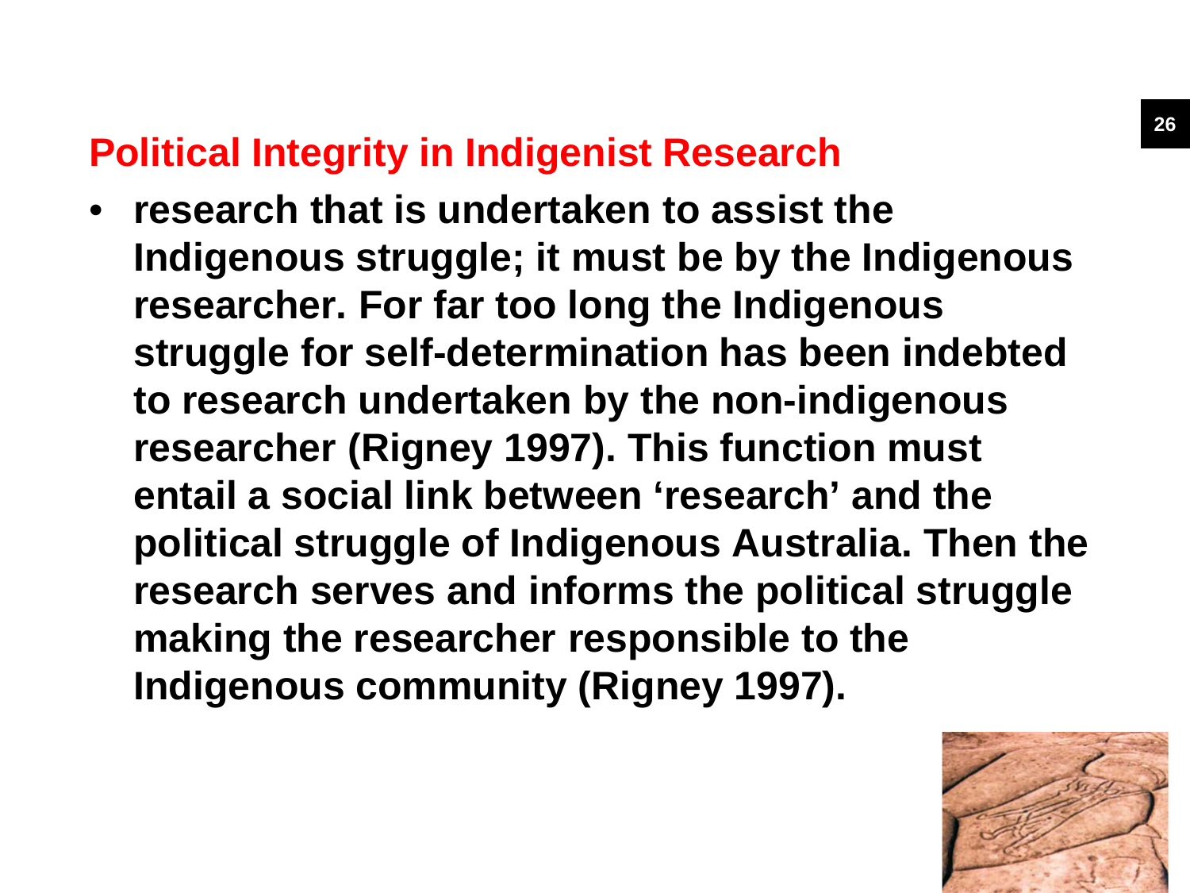## Political Integrity in Indigenist Research

- **research that is undertaken to assist the Indigenous struggle; it must be by the Indigenous researcher. For far too long the Indigenous struggle for self-determination has been indebted to research undertaken by the non-indigenous researcher (Rigney 1997). This function must entail a social link between 'research' and the political struggle of Indigenous Australia. Then the research serves and informs the political struggle making the researcher responsible to the Indigenous community (Rigney 1997).**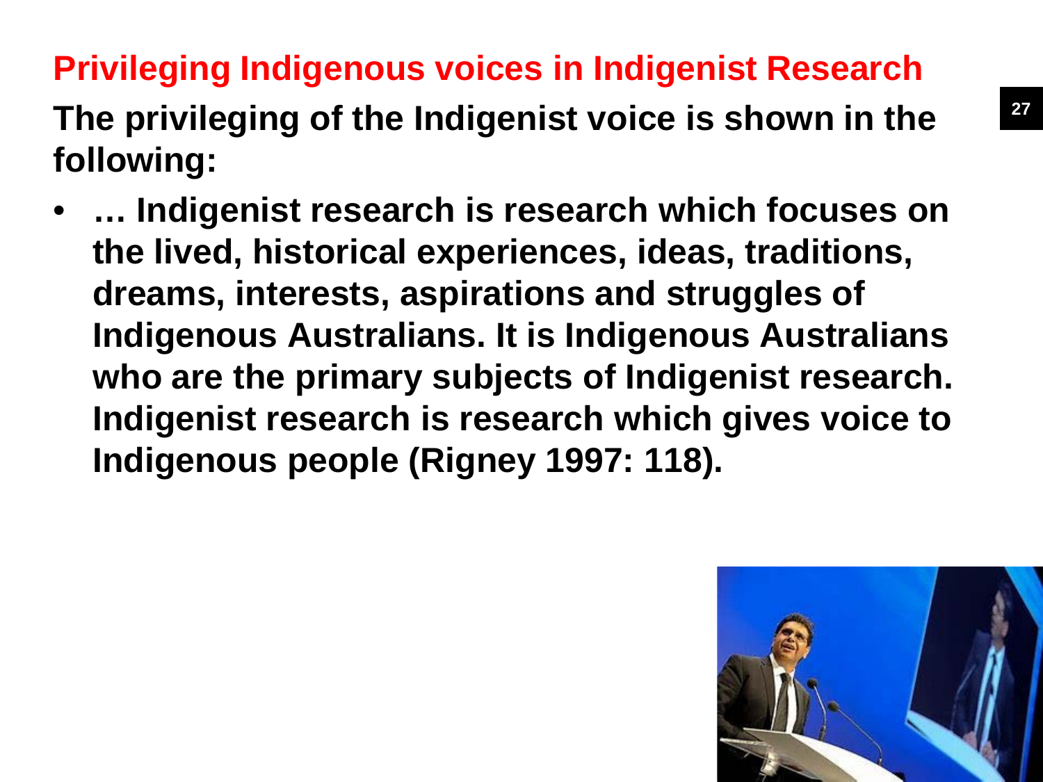## Privileging Indigenous voices in Indigenist Research

**The privileging of the Indigenist voice is shown in the following:**

- **… Indigenist research is research which focuses on the lived, historical experiences, ideas, traditions, dreams, interests, aspirations and struggles of Indigenous Australians. It is Indigenous Australians who are the primary subjects of Indigenist research. Indigenist research is research which gives voice to Indigenous people (Rigney 1997: 118).**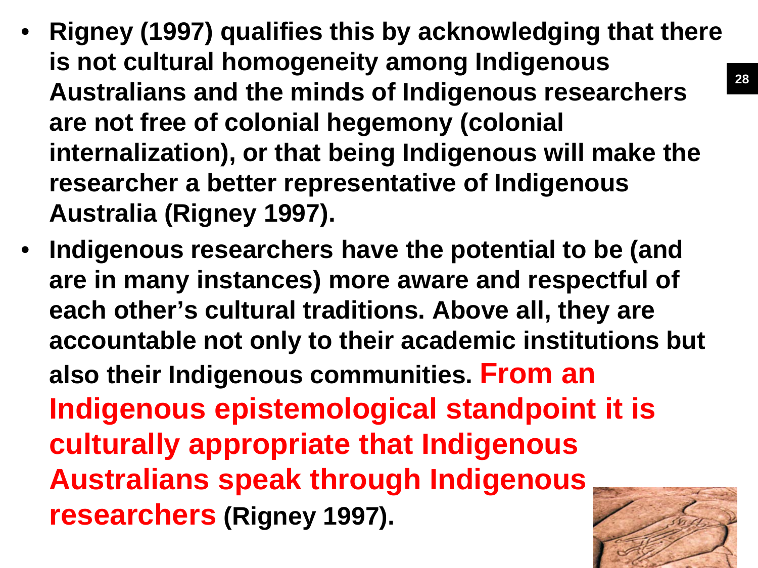- Rigney (1997) qualifies this by acknowledging that there is not cultural homogeneity among Indigenous Australians and the minds of Indigenous researchers are not free of colonial hegemony (colonial internalization), or that being Indigenous will make the researcher a better representative of Indigenous Australia (Rigney 1997).
- Indigenous researchers have the potential to be (and are in many instances) more aware and respectful of each other's cultural traditions. Above all, they are accountable not only to their academic institutions but also their Indigenous communities. **From an Indigenous epistemological standpoint it is culturally appropriate that Indigenous Australians speak through Indigenous researchers** (Rigney 1997).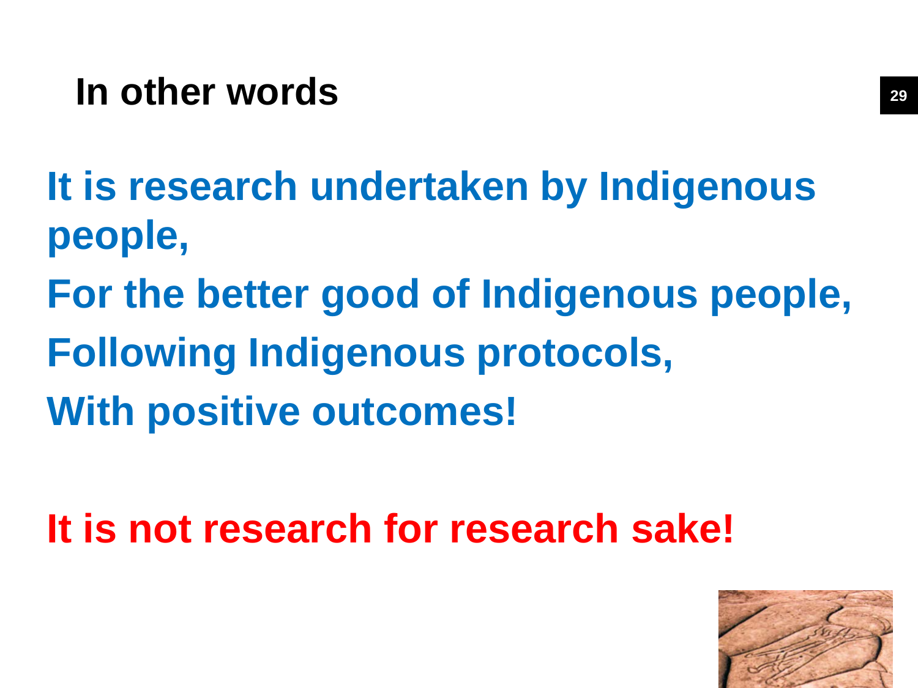# In other words

**It is research undertaken by Indigenous people,**

**For the better good of Indigenous people,**

**Following Indigenous protocols,**

**With positive outcomes!**

**It is not research for research sake!**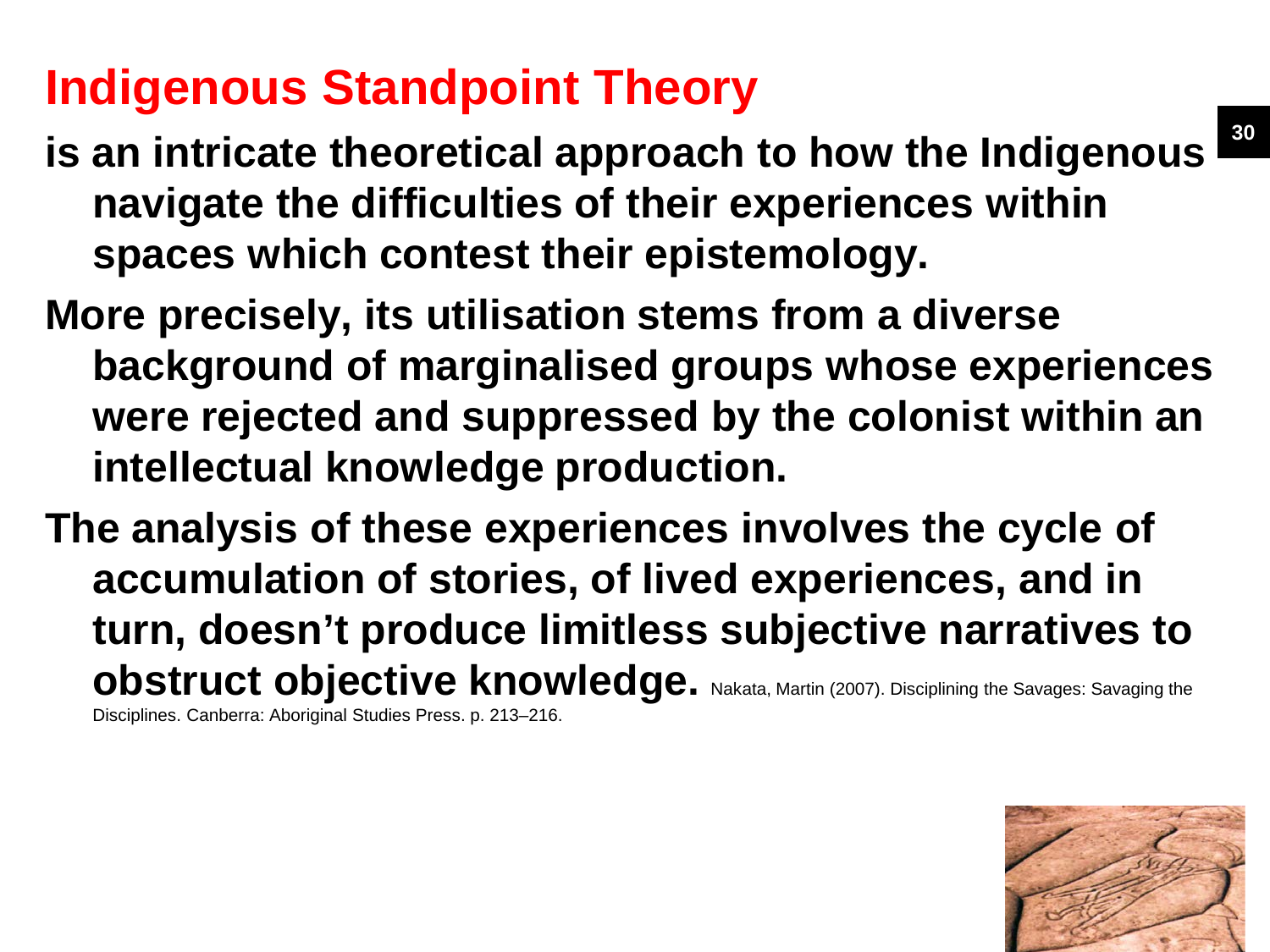# Indigenous Standpoint Theory

**is an intricate theoretical approach to how the Indigenous navigate the difficulties of their experiences within spaces which contest their epistemology.**

**More precisely, its utilisation stems from a diverse background of marginalised groups whose experiences were rejected and suppressed by the colonist within an intellectual knowledge production.**

**The analysis of these experiences involves the cycle of accumulation of stories, of lived experiences, and in turn, doesn't produce limitless subjective narratives to obstruct objective knowledge.** Nakata, Martin (2007). Disciplining the Savages: Savaging the Disciplines. Canberra: Aboriginal Studies Press. p. 213–216.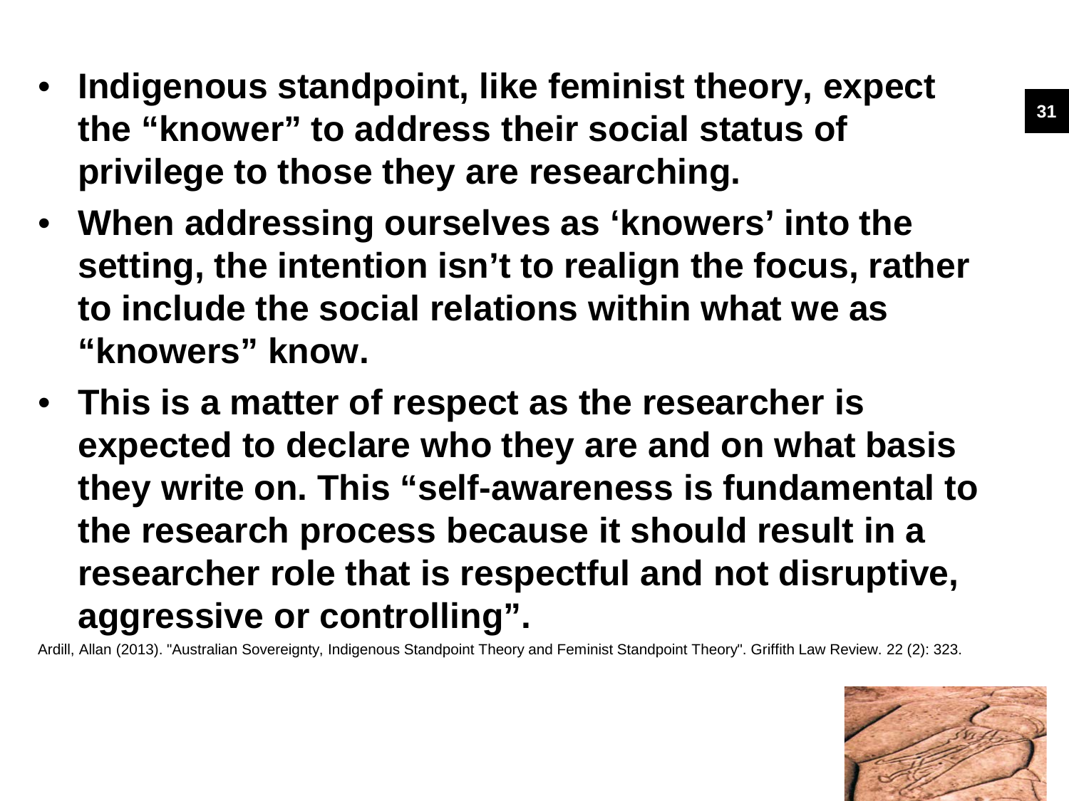- **Indigenous standpoint, like feminist theory, expect the "knower" to address their social status of privilege to those they are researching.**
- **When addressing ourselves as 'knowers' into the setting, the intention isn't to realign the focus, rather to include the social relations within what we as "knowers" know.**
- **This is a matter of respect as the researcher is expected to declare who they are and on what basis they write on. This "self-awareness is fundamental to the research process because it should result in a researcher role that is respectful and not disruptive, aggressive or controlling".**

Ardill, Allan (2013). "Australian Sovereignty, Indigenous Standpoint Theory and Feminist Standpoint Theory". Griffith Law Review. 22 (2): 323.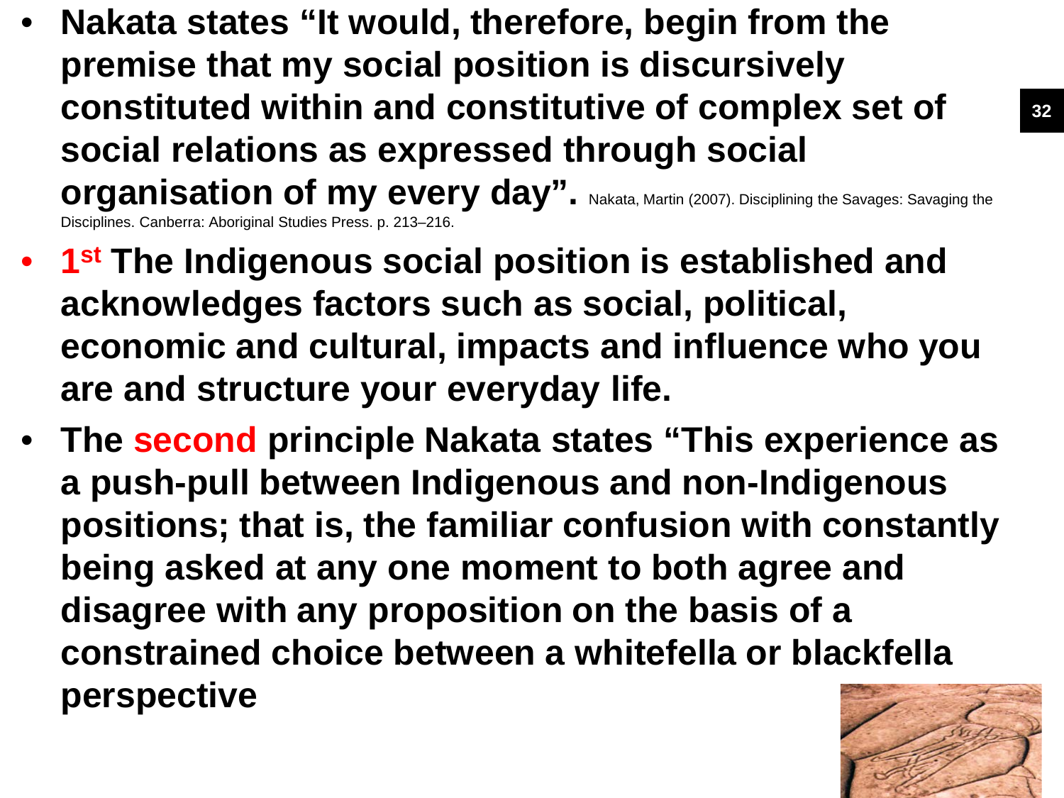- **Nakata states "It would, therefore, begin from the premise that my social position is discursively constituted within and constitutive of complex set of social relations as expressed through social organisation of my every day".** Nakata, Martin (2007). Disciplining the Savages: Savaging the Disciplines. Canberra: Aboriginal Studies Press. p. 213–216.
- **1st The Indigenous social position is established and acknowledges factors such as social, political, economic and cultural, impacts and influence who you are and structure your everyday life.**
- **The second principle Nakata states "This experience as a push-pull between Indigenous and non-Indigenous positions; that is, the familiar confusion with constantly being asked at any one moment to both agree and disagree with any proposition on the basis of a constrained choice between a whitefella or blackfella perspective**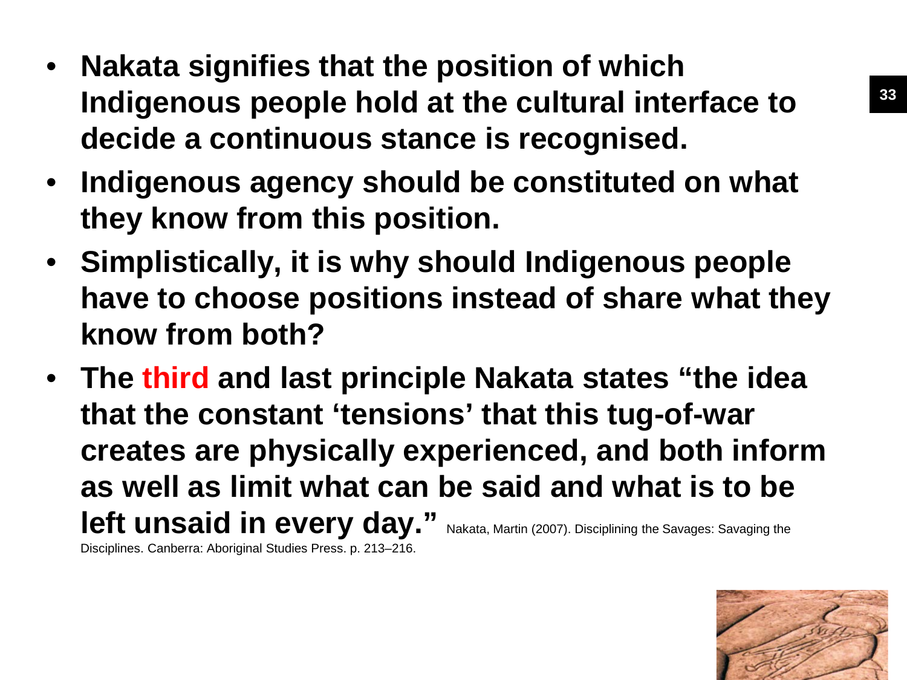- **Nakata signifies that the position of which Indigenous people hold at the cultural interface to decide a continuous stance is recognised.**
- **Indigenous agency should be constituted on what they know from this position.**
- **Simplistically, it is why should Indigenous people have to choose positions instead of share what they know from both?**
- **The third and last principle Nakata states "the idea that the constant 'tensions' that this tug-of-war creates are physically experienced, and both inform as well as limit what can be said and what is to be left unsaid in every day."** Nakata, Martin (2007). Disciplining the Savages: Savaging the Disciplines. Canberra: Aboriginal Studies Press. p. 213–216.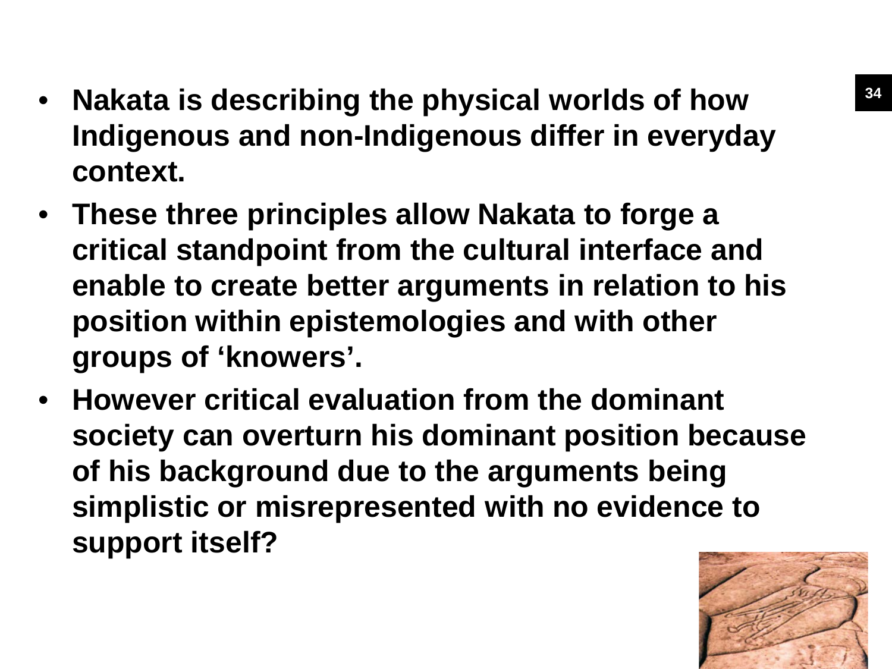- **Nakata is describing the physical worlds of how Indigenous and non-Indigenous differ in everyday context.**
- **These three principles allow Nakata to forge a critical standpoint from the cultural interface and enable to create better arguments in relation to his position within epistemologies and with other groups of 'knowers'.**
- **However critical evaluation from the dominant society can overturn his dominant position because of his background due to the arguments being simplistic or misrepresented with no evidence to support itself?**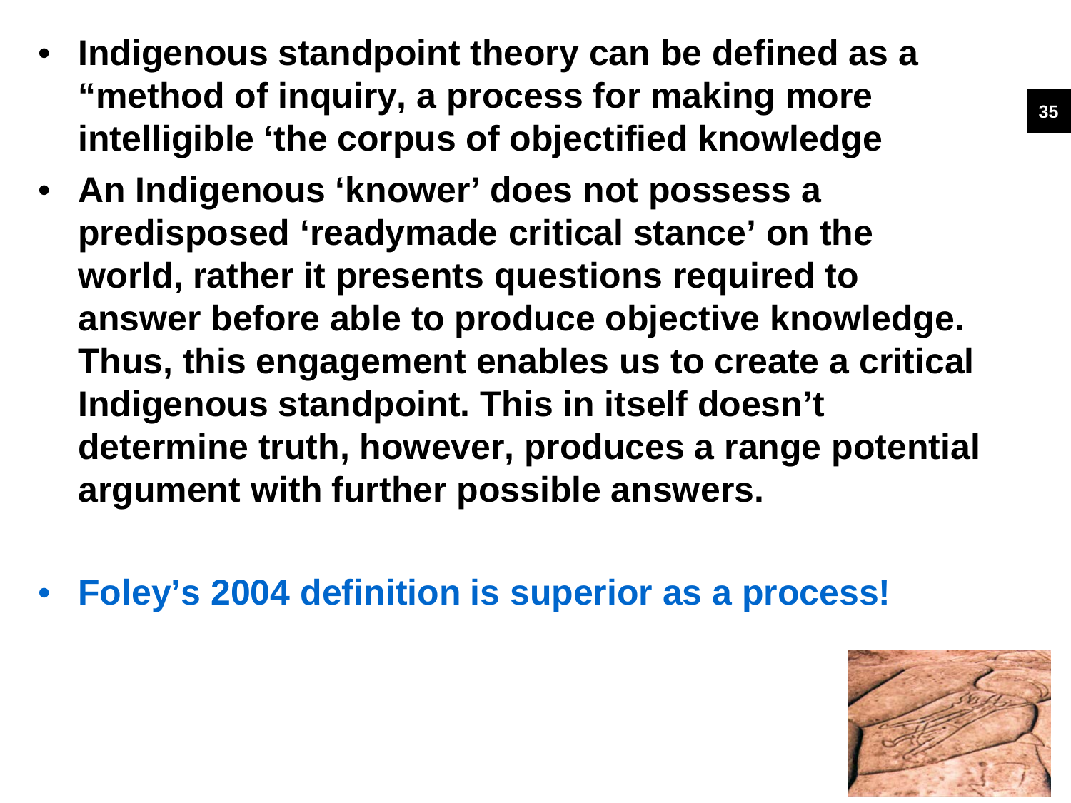- **Indigenous standpoint theory can be defined as a "method of inquiry, a process for making more intelligible 'the corpus of objectified knowledge**
- **An Indigenous 'knower' does not possess a predisposed 'readymade critical stance' on the world, rather it presents questions required to answer before able to produce objective knowledge. Thus, this engagement enables us to create a critical Indigenous standpoint. This in itself doesn't determine truth, however, produces a range potential argument with further possible answers.**

- **Foley's 2004 definition is superior as a process!**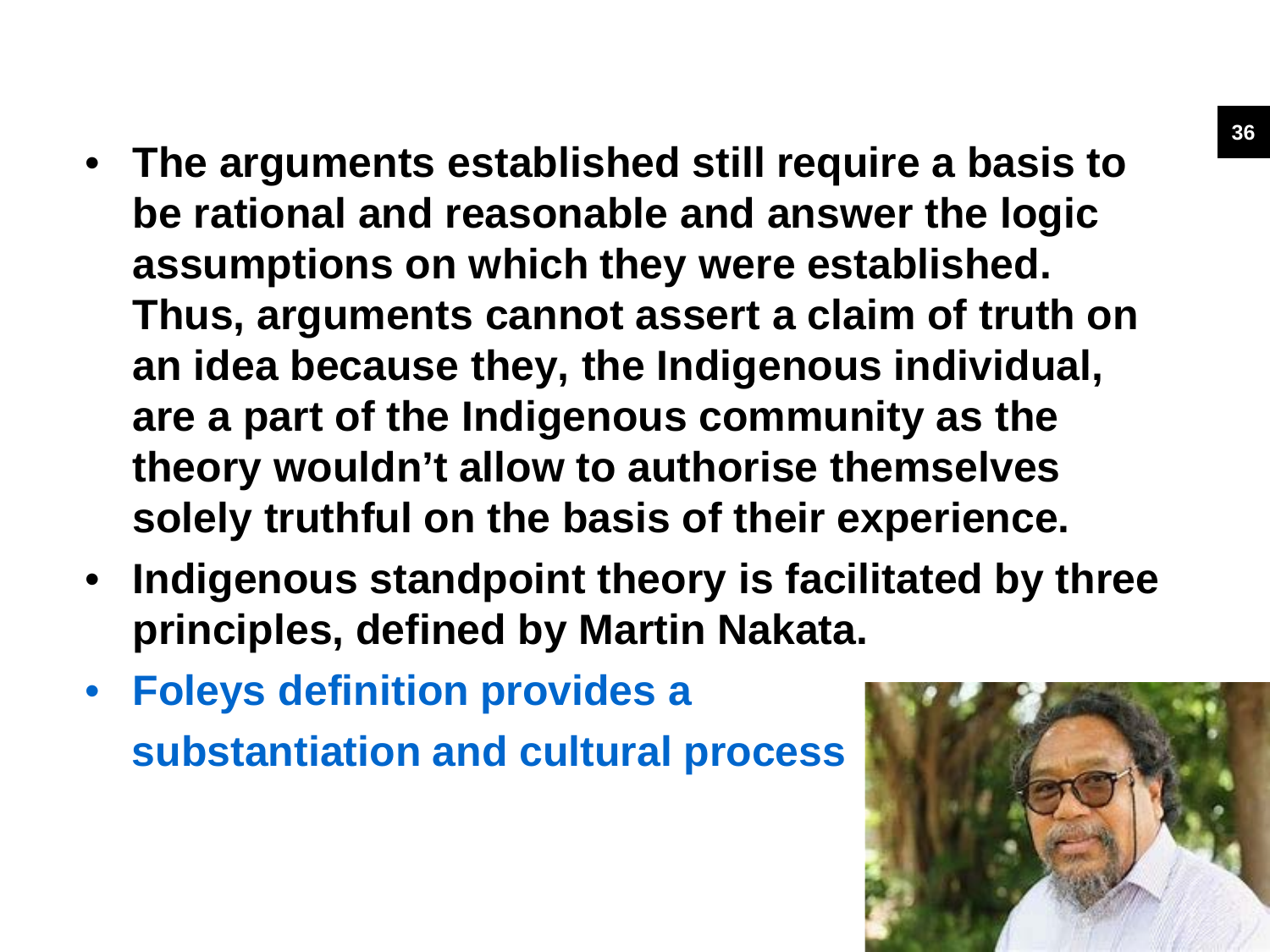- **The arguments established still require a basis to be rational and reasonable and answer the logic assumptions on which they were established. Thus, arguments cannot assert a claim of truth on an idea because they, the Indigenous individual, are a part of the Indigenous community as the theory wouldn't allow to authorise themselves solely truthful on the basis of their experience.**
- **Indigenous standpoint theory is facilitated by three principles, defined by Martin Nakata.**
- **Foleys definition provides a substantiation and cultural process**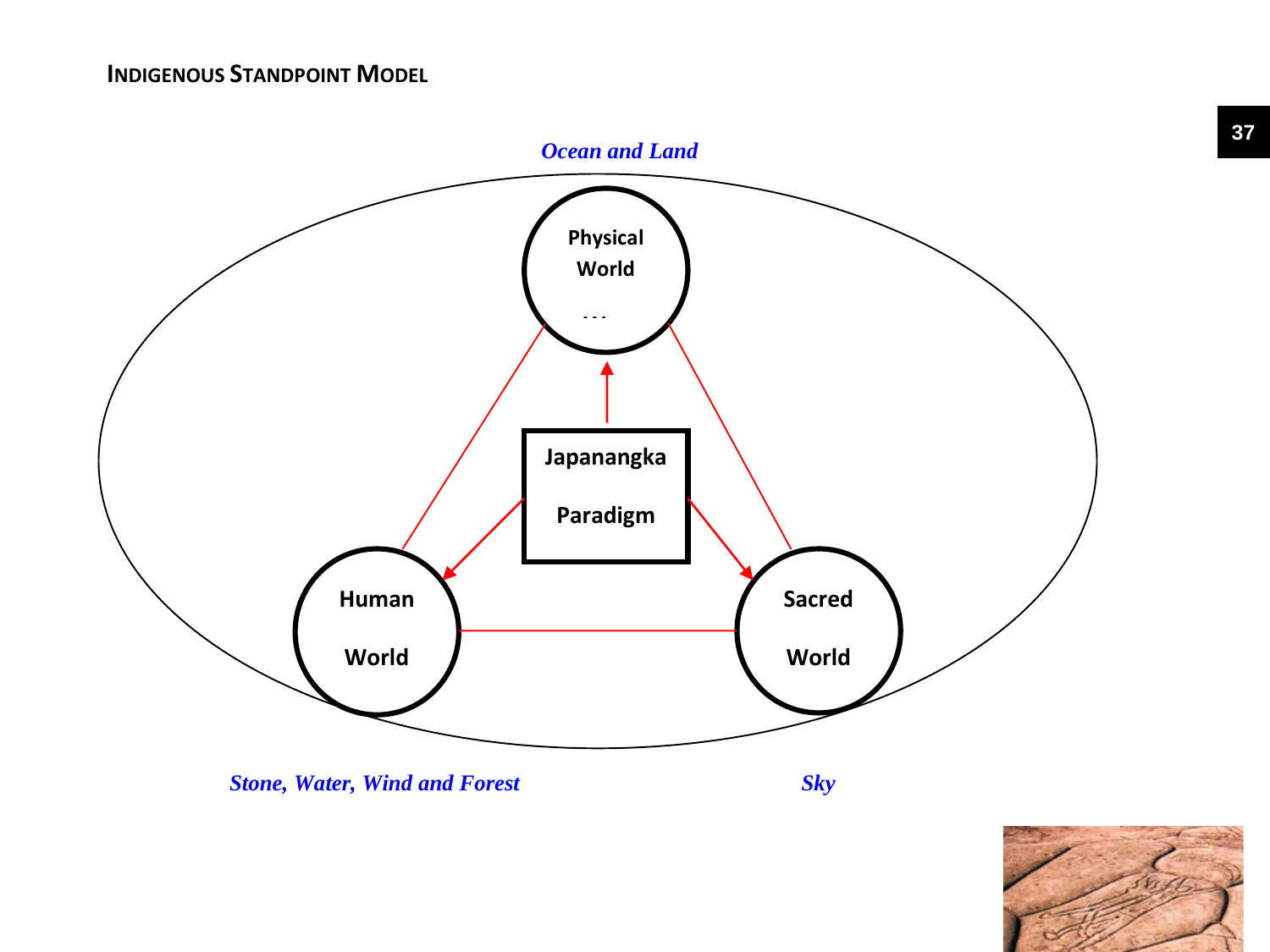## Indigenous Standpoint Model

*Ocean and Land*

Physical World

. . .

Japanangka

Paradigm

Human

World

Sacred

World

*Stone, Water, Wind and Forest*

*Sky*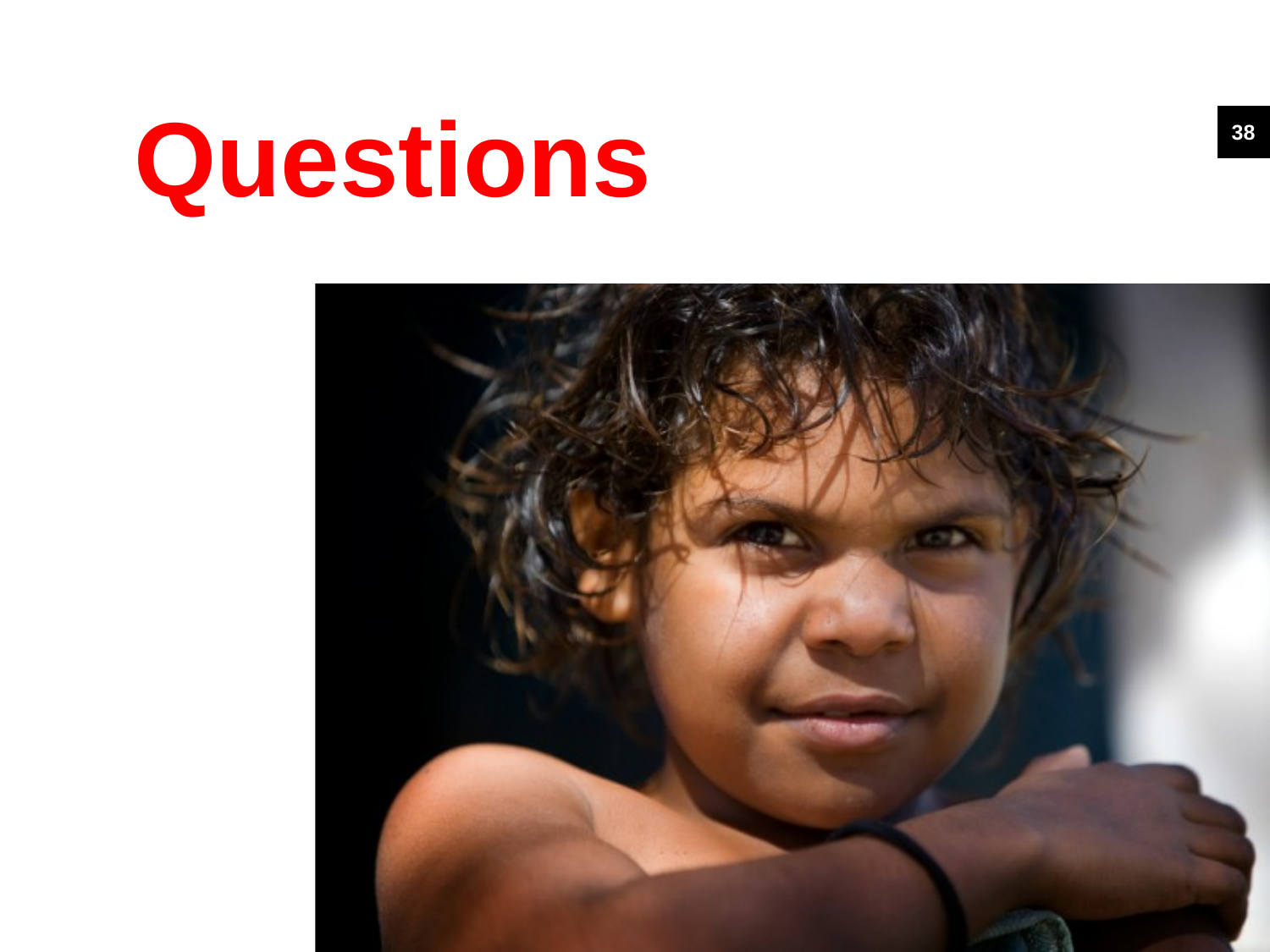# Questions